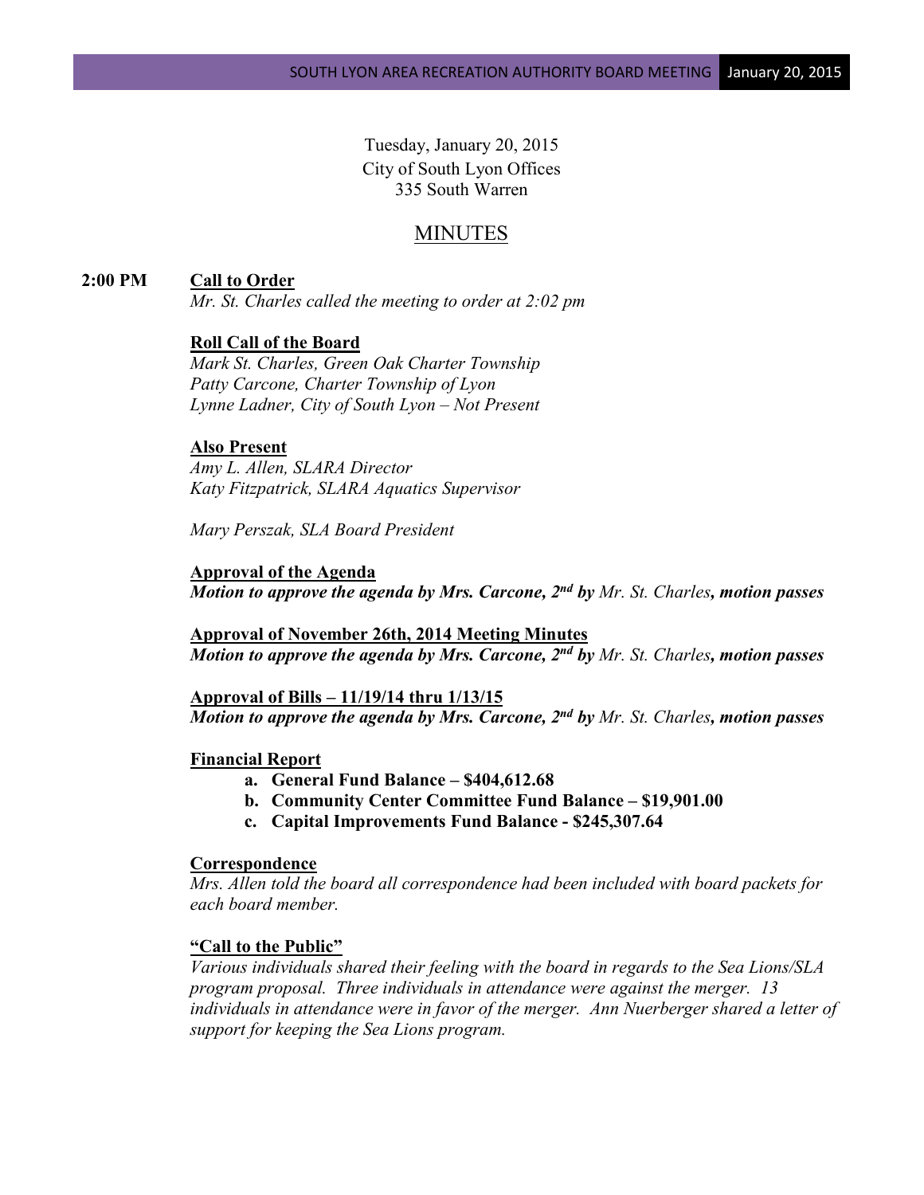Tuesday, January 20, 2015
City of South Lyon Offices
335 South Warren

# MINUTES

**2:00 PM** **Call to Order**
*Mr. St. Charles called the meeting to order at 2:02 pm*

**Roll Call of the Board**
*Mark St. Charles, Green Oak Charter Township*
*Patty Carcone, Charter Township of Lyon*
*Lynne Ladner, City of South Lyon – Not Present*

**Also Present**
*Amy L. Allen, SLARA Director*
*Katy Fitzpatrick, SLARA Aquatics Supervisor*

*Mary Perszak, SLA Board President*

**Approval of the Agenda**
***Motion to approve the agenda by Mrs. Carcone, 2nd by** Mr. St. Charles**, motion passes***

**Approval of November 26th, 2014 Meeting Minutes**
***Motion to approve the agenda by Mrs. Carcone, 2nd by** Mr. St. Charles**, motion passes***

**Approval of Bills – 11/19/14 thru 1/13/15**
***Motion to approve the agenda by Mrs. Carcone, 2nd by** Mr. St. Charles**, motion passes***

**Financial Report**

- **a. General Fund Balance – $404,612.68**
- **b. Community Center Committee Fund Balance – $19,901.00**
- **c. Capital Improvements Fund Balance - $245,307.64**

**Correspondence**
*Mrs. Allen told the board all correspondence had been included with board packets for each board member.*

**"Call to the Public"**
*Various individuals shared their feeling with the board in regards to the Sea Lions/SLA program proposal. Three individuals in attendance were against the merger. 13 individuals in attendance were in favor of the merger. Ann Nuerberger shared a letter of support for keeping the Sea Lions program.*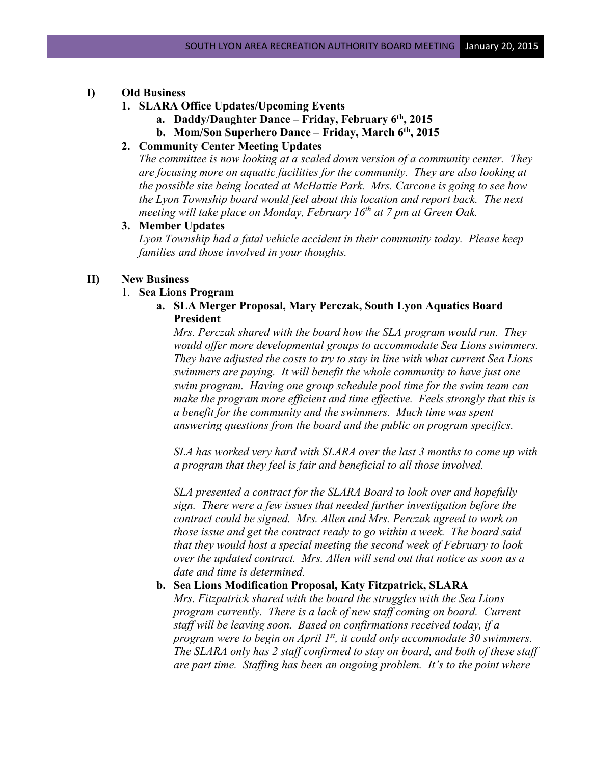**I) Old Business**

1. **SLARA Office Updates/Upcoming Events**
   a. **Daddy/Daughter Dance – Friday, February 6th, 2015**
   b. **Mom/Son Superhero Dance – Friday, March 6th, 2015**

2. **Community Center Meeting Updates**
   *The committee is now looking at a scaled down version of a community center. They are focusing more on aquatic facilities for the community. They are also looking at the possible site being located at McHattie Park. Mrs. Carcone is going to see how the Lyon Township board would feel about this location and report back. The next meeting will take place on Monday, February 16th at 7 pm at Green Oak.*

3. **Member Updates**
   *Lyon Township had a fatal vehicle accident in their community today. Please keep families and those involved in your thoughts.*

**II) New Business**

1. **Sea Lions Program**
   a. **SLA Merger Proposal, Mary Perczak, South Lyon Aquatics Board President**
   *Mrs. Perczak shared with the board how the SLA program would run. They would offer more developmental groups to accommodate Sea Lions swimmers. They have adjusted the costs to try to stay in line with what current Sea Lions swimmers are paying. It will benefit the whole community to have just one swim program. Having one group schedule pool time for the swim team can make the program more efficient and time effective. Feels strongly that this is a benefit for the community and the swimmers. Much time was spent answering questions from the board and the public on program specifics.*

   *SLA has worked very hard with SLARA over the last 3 months to come up with a program that they feel is fair and beneficial to all those involved.*

   *SLA presented a contract for the SLARA Board to look over and hopefully sign. There were a few issues that needed further investigation before the contract could be signed. Mrs. Allen and Mrs. Perczak agreed to work on those issue and get the contract ready to go within a week. The board said that they would host a special meeting the second week of February to look over the updated contract. Mrs. Allen will send out that notice as soon as a date and time is determined.*

   b. **Sea Lions Modification Proposal, Katy Fitzpatrick, SLARA**
   *Mrs. Fitzpatrick shared with the board the struggles with the Sea Lions program currently. There is a lack of new staff coming on board. Current staff will be leaving soon. Based on confirmations received today, if a program were to begin on April 1st, it could only accommodate 30 swimmers. The SLARA only has 2 staff confirmed to stay on board, and both of these staff are part time. Staffing has been an ongoing problem. It's to the point where*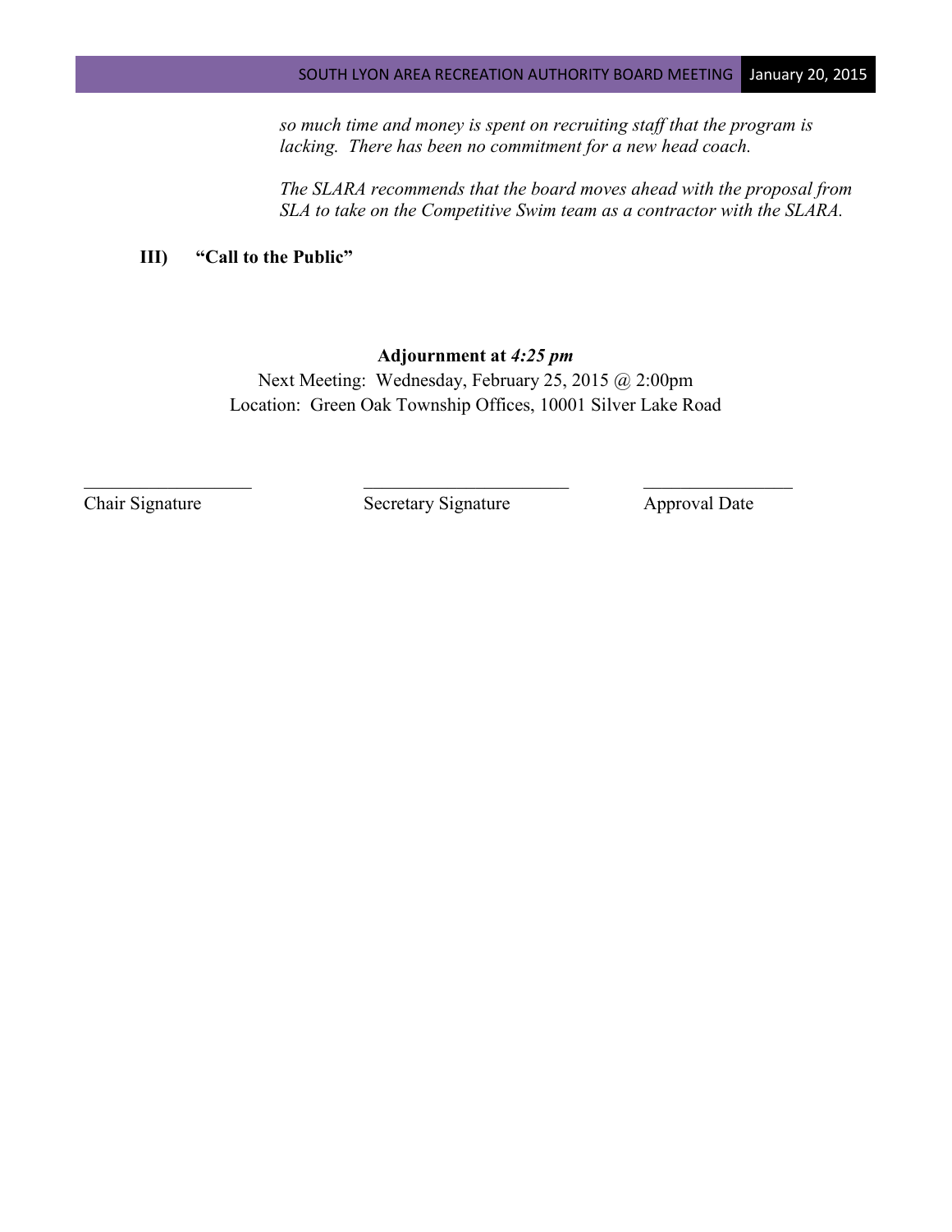*so much time and money is spent on recruiting staff that the program is lacking. There has been no commitment for a new head coach.*

*The SLARA recommends that the board moves ahead with the proposal from SLA to take on the Competitive Swim team as a contractor with the SLARA.*

**III) "Call to the Public"**

**Adjournment at *4:25 pm***

Next Meeting: Wednesday, February 25, 2015 @ 2:00pm

Location: Green Oak Township Offices, 10001 Silver Lake Road

| | | |
|---|---|---|
| ___________________ | ______________________ | ________________ |
| Chair Signature | Secretary Signature | Approval Date |